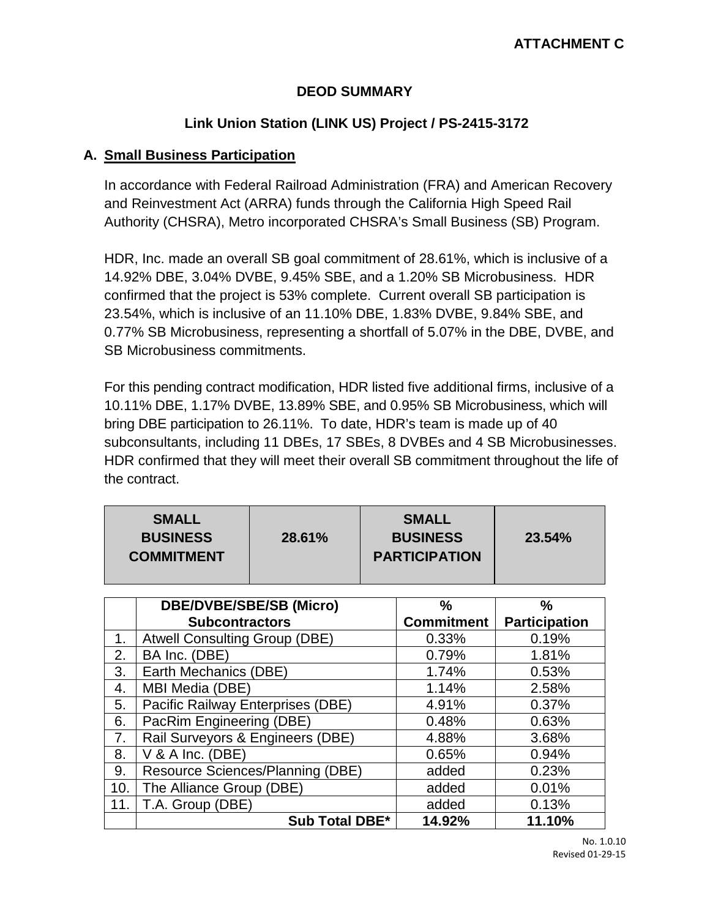**ATTACHMENT C**

# DEOD SUMMARY

## Link Union Station (LINK US) Project / PS-2415-3172

### A. Small Business Participation

In accordance with Federal Railroad Administration (FRA) and American Recovery and Reinvestment Act (ARRA) funds through the California High Speed Rail Authority (CHSRA), Metro incorporated CHSRA's Small Business (SB) Program.

HDR, Inc. made an overall SB goal commitment of 28.61%, which is inclusive of a 14.92% DBE, 3.04% DVBE, 9.45% SBE, and a 1.20% SB Microbusiness. HDR confirmed that the project is 53% complete. Current overall SB participation is 23.54%, which is inclusive of an 11.10% DBE, 1.83% DVBE, 9.84% SBE, and 0.77% SB Microbusiness, representing a shortfall of 5.07% in the DBE, DVBE, and SB Microbusiness commitments.

For this pending contract modification, HDR listed five additional firms, inclusive of a 10.11% DBE, 1.17% DVBE, 13.89% SBE, and 0.95% SB Microbusiness, which will bring DBE participation to 26.11%. To date, HDR's team is made up of 40 subconsultants, including 11 DBEs, 17 SBEs, 8 DVBEs and 4 SB Microbusinesses. HDR confirmed that they will meet their overall SB commitment throughout the life of the contract.

| SMALL BUSINESS COMMITMENT | 28.61% | SMALL BUSINESS PARTICIPATION | 23.54% |
|---|---|---|---|

| | DBE/DVBE/SBE/SB (Micro) Subcontractors | % Commitment | % Participation |
|---|---|---|---|
| 1. | Atwell Consulting Group (DBE) | 0.33% | 0.19% |
| 2. | BA Inc. (DBE) | 0.79% | 1.81% |
| 3. | Earth Mechanics (DBE) | 1.74% | 0.53% |
| 4. | MBI Media (DBE) | 1.14% | 2.58% |
| 5. | Pacific Railway Enterprises (DBE) | 4.91% | 0.37% |
| 6. | PacRim Engineering (DBE) | 0.48% | 0.63% |
| 7. | Rail Surveyors & Engineers (DBE) | 4.88% | 3.68% |
| 8. | V & A Inc. (DBE) | 0.65% | 0.94% |
| 9. | Resource Sciences/Planning (DBE) | added | 0.23% |
| 10. | The Alliance Group (DBE) | added | 0.01% |
| 11. | T.A. Group (DBE) | added | 0.13% |
| | **Sub Total DBE*** | **14.92%** | **11.10%** |

No. 1.0.10
Revised 01-29-15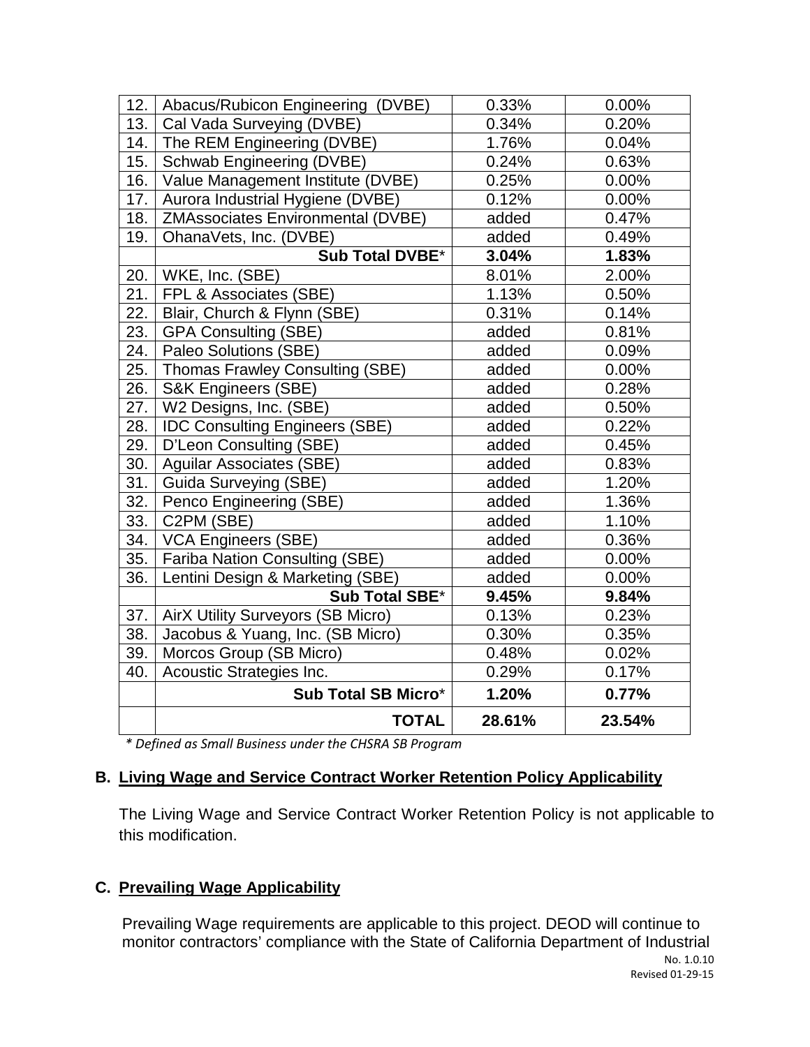| | | | |
|---|---|---|---|
| 12. | Abacus/Rubicon Engineering (DVBE) | 0.33% | 0.00% |
| 13. | Cal Vada Surveying (DVBE) | 0.34% | 0.20% |
| 14. | The REM Engineering (DVBE) | 1.76% | 0.04% |
| 15. | Schwab Engineering (DVBE) | 0.24% | 0.63% |
| 16. | Value Management Institute (DVBE) | 0.25% | 0.00% |
| 17. | Aurora Industrial Hygiene (DVBE) | 0.12% | 0.00% |
| 18. | ZMAssociates Environmental (DVBE) | added | 0.47% |
| 19. | OhanaVets, Inc. (DVBE) | added | 0.49% |
| | **Sub Total DVBE*** | **3.04%** | **1.83%** |
| 20. | WKE, Inc. (SBE) | 8.01% | 2.00% |
| 21. | FPL & Associates (SBE) | 1.13% | 0.50% |
| 22. | Blair, Church & Flynn (SBE) | 0.31% | 0.14% |
| 23. | GPA Consulting (SBE) | added | 0.81% |
| 24. | Paleo Solutions (SBE) | added | 0.09% |
| 25. | Thomas Frawley Consulting (SBE) | added | 0.00% |
| 26. | S&K Engineers (SBE) | added | 0.28% |
| 27. | W2 Designs, Inc. (SBE) | added | 0.50% |
| 28. | IDC Consulting Engineers (SBE) | added | 0.22% |
| 29. | D'Leon Consulting (SBE) | added | 0.45% |
| 30. | Aguilar Associates (SBE) | added | 0.83% |
| 31. | Guida Surveying (SBE) | added | 1.20% |
| 32. | Penco Engineering (SBE) | added | 1.36% |
| 33. | C2PM (SBE) | added | 1.10% |
| 34. | VCA Engineers (SBE) | added | 0.36% |
| 35. | Fariba Nation Consulting (SBE) | added | 0.00% |
| 36. | Lentini Design & Marketing (SBE) | added | 0.00% |
| | **Sub Total SBE*** | **9.45%** | **9.84%** |
| 37. | AirX Utility Surveyors (SB Micro) | 0.13% | 0.23% |
| 38. | Jacobus & Yuang, Inc. (SB Micro) | 0.30% | 0.35% |
| 39. | Morcos Group (SB Micro) | 0.48% | 0.02% |
| 40. | Acoustic Strategies Inc. | 0.29% | 0.17% |
| | **Sub Total SB Micro*** | **1.20%** | **0.77%** |
| | **TOTAL** | **28.61%** | **23.54%** |

*\* Defined as Small Business under the CHSRA SB Program*

## B. Living Wage and Service Contract Worker Retention Policy Applicability

The Living Wage and Service Contract Worker Retention Policy is not applicable to this modification.

## C. Prevailing Wage Applicability

Prevailing Wage requirements are applicable to this project. DEOD will continue to monitor contractors' compliance with the State of California Department of Industrial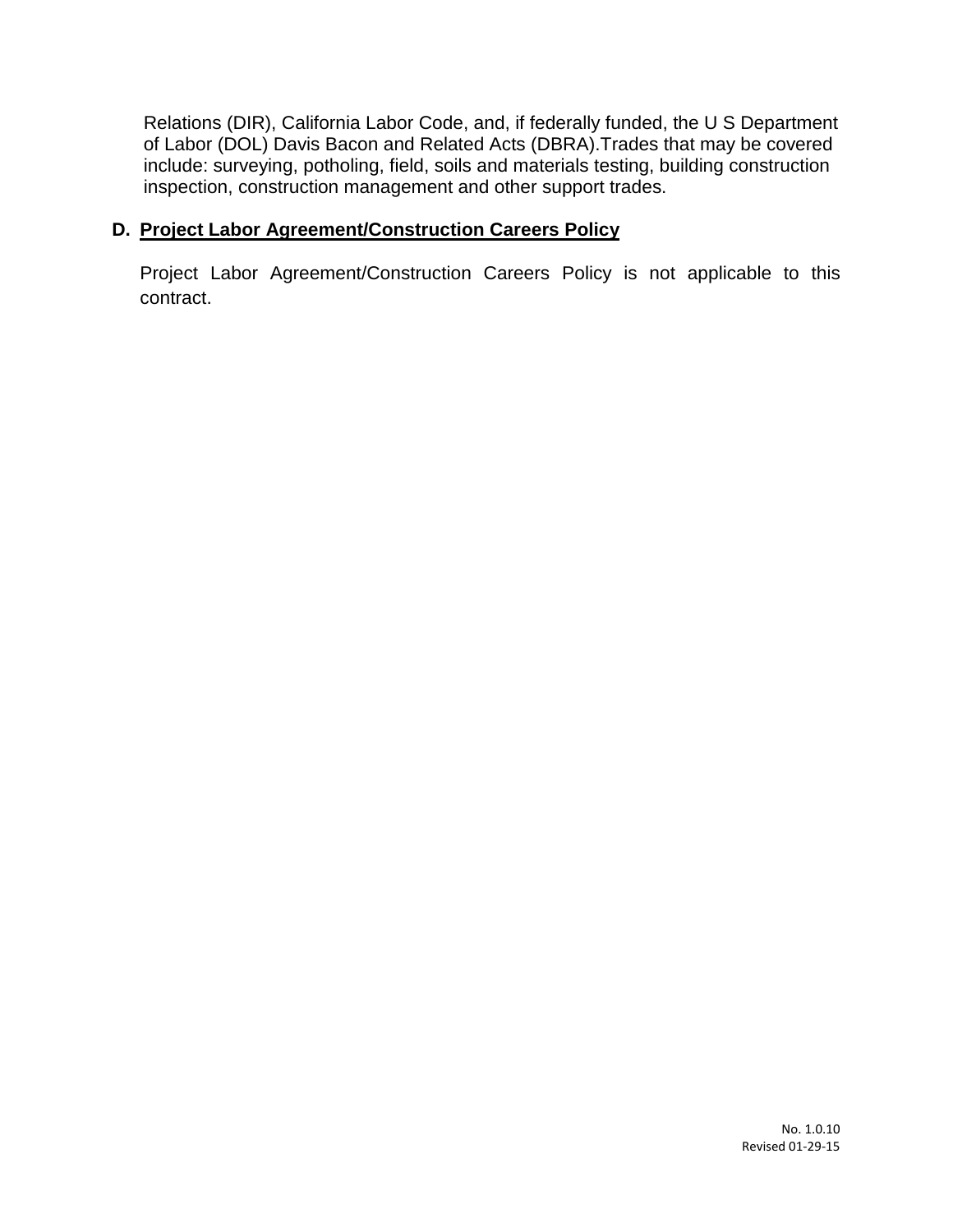Relations (DIR), California Labor Code, and, if federally funded, the U S Department of Labor (DOL) Davis Bacon and Related Acts (DBRA).Trades that may be covered include: surveying, potholing, field, soils and materials testing, building construction inspection, construction management and other support trades.

## D. Project Labor Agreement/Construction Careers Policy

Project Labor Agreement/Construction Careers Policy is not applicable to this contract.

No. 1.0.10
Revised 01-29-15